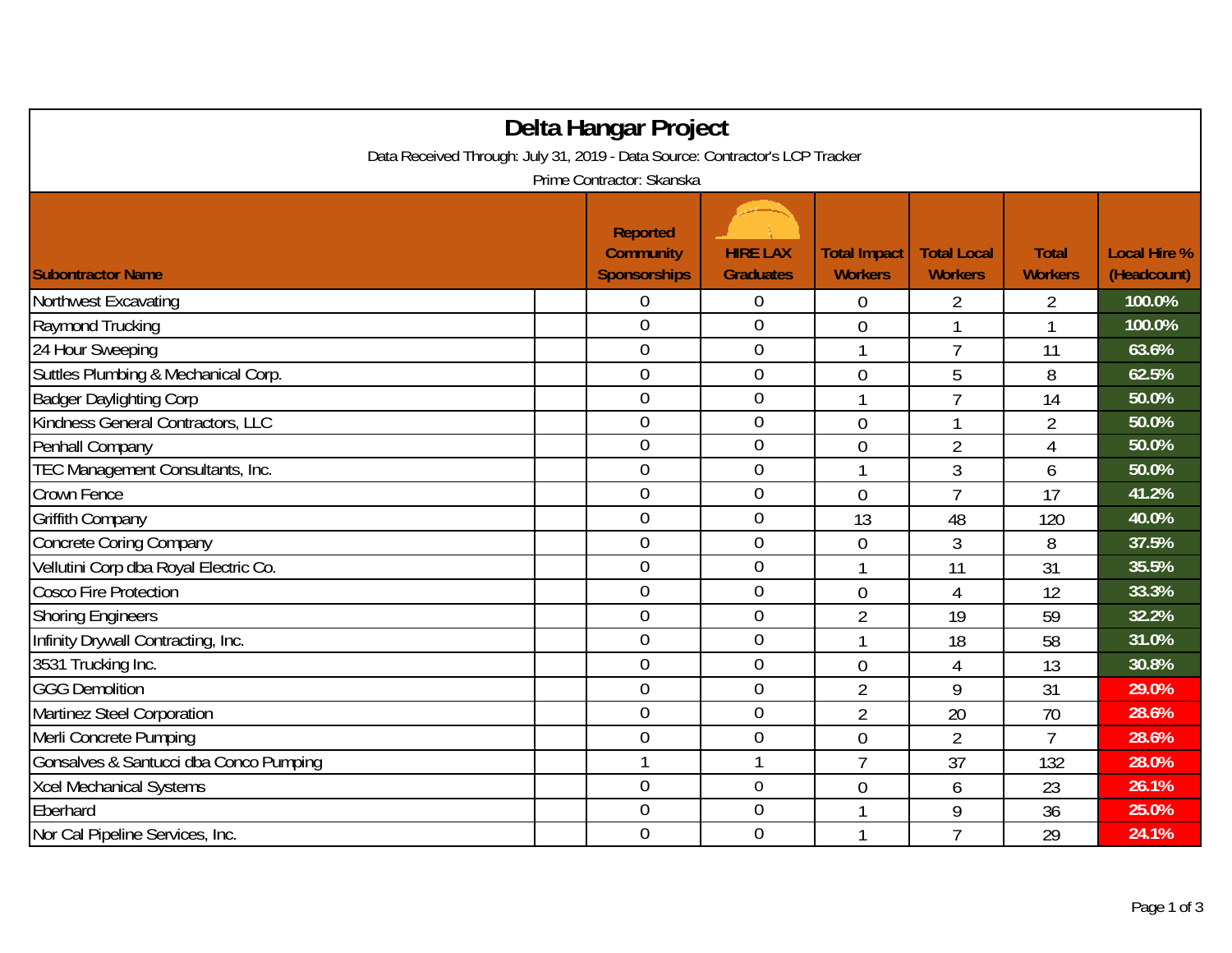# Delta Hangar Project

Data Received Through: July 31, 2019 - Data Source: Contractor's LCP Tracker

Prime Contractor: Skanska

| Subontractor Name | Reported Community Sponsorships | HIRE LAX Graduates | Total Impact Workers | Total Local Workers | Total Workers | Local Hire % (Headcount) |
|---|---|---|---|---|---|---|
| Northwest Excavating | 0 | 0 | 0 | 2 | 2 | 100.0% |
| Raymond Trucking | 0 | 0 | 0 | 1 | 1 | 100.0% |
| 24 Hour Sweeping | 0 | 0 | 1 | 7 | 11 | 63.6% |
| Suttles Plumbing & Mechanical Corp. | 0 | 0 | 0 | 5 | 8 | 62.5% |
| Badger Daylighting Corp | 0 | 0 | 1 | 7 | 14 | 50.0% |
| Kindness General Contractors, LLC | 0 | 0 | 0 | 1 | 2 | 50.0% |
| Penhall Company | 0 | 0 | 0 | 2 | 4 | 50.0% |
| TEC Management Consultants, Inc. | 0 | 0 | 1 | 3 | 6 | 50.0% |
| Crown Fence | 0 | 0 | 0 | 7 | 17 | 41.2% |
| Griffith Company | 0 | 0 | 13 | 48 | 120 | 40.0% |
| Concrete Coring Company | 0 | 0 | 0 | 3 | 8 | 37.5% |
| Vellutini Corp dba Royal Electric Co. | 0 | 0 | 1 | 11 | 31 | 35.5% |
| Cosco Fire Protection | 0 | 0 | 0 | 4 | 12 | 33.3% |
| Shoring Engineers | 0 | 0 | 2 | 19 | 59 | 32.2% |
| Infinity Drywall Contracting, Inc. | 0 | 0 | 1 | 18 | 58 | 31.0% |
| 3531 Trucking Inc. | 0 | 0 | 0 | 4 | 13 | 30.8% |
| GGG Demolition | 0 | 0 | 2 | 9 | 31 | 29.0% |
| Martinez Steel Corporation | 0 | 0 | 2 | 20 | 70 | 28.6% |
| Merli Concrete Pumping | 0 | 0 | 0 | 2 | 7 | 28.6% |
| Gonsalves & Santucci dba Conco Pumping | 1 | 1 | 7 | 37 | 132 | 28.0% |
| Xcel Mechanical Systems | 0 | 0 | 0 | 6 | 23 | 26.1% |
| Eberhard | 0 | 0 | 1 | 9 | 36 | 25.0% |
| Nor Cal Pipeline Services, Inc. | 0 | 0 | 1 | 7 | 29 | 24.1% |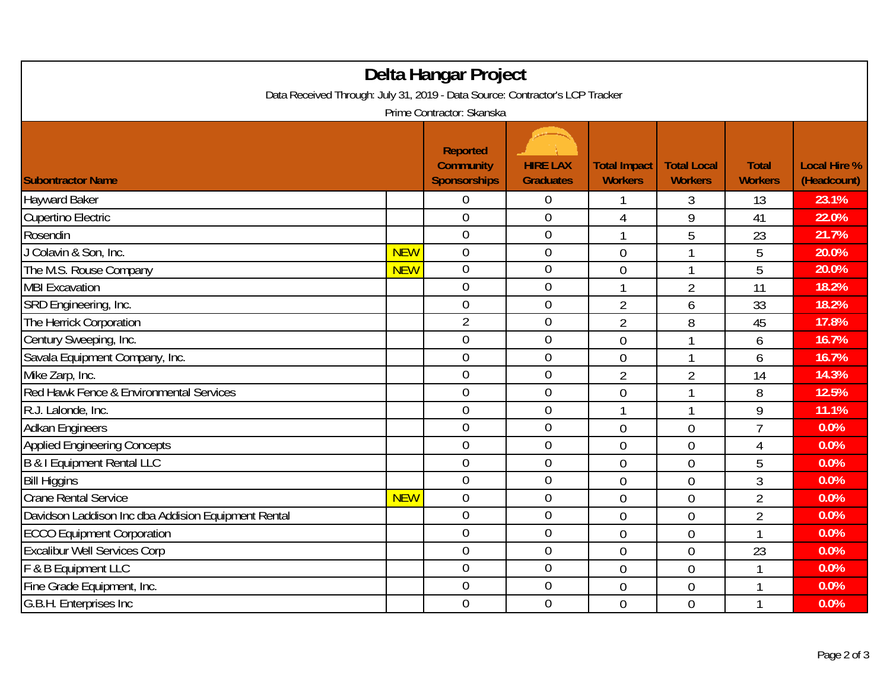# Delta Hangar Project

Data Received Through: July 31, 2019 - Data Source: Contractor's LCP Tracker

Prime Contractor: Skanska

| Subontractor Name | | Reported Community Sponsorships | HIRE LAX Graduates | Total Impact Workers | Total Local Workers | Total Workers | Local Hire % (Headcount) |
|---|---|---|---|---|---|---|---|
| Hayward Baker | | 0 | 0 | 1 | 3 | 13 | 23.1% |
| Cupertino Electric | | 0 | 0 | 4 | 9 | 41 | 22.0% |
| Rosendin | | 0 | 0 | 1 | 5 | 23 | 21.7% |
| J Colavin & Son, Inc. | NEW | 0 | 0 | 0 | 1 | 5 | 20.0% |
| The M.S. Rouse Company | NEW | 0 | 0 | 0 | 1 | 5 | 20.0% |
| MBI Excavation | | 0 | 0 | 1 | 2 | 11 | 18.2% |
| SRD Engineering, Inc. | | 0 | 0 | 2 | 6 | 33 | 18.2% |
| The Herrick Corporation | | 2 | 0 | 2 | 8 | 45 | 17.8% |
| Century Sweeping, Inc. | | 0 | 0 | 0 | 1 | 6 | 16.7% |
| Savala Equipment Company, Inc. | | 0 | 0 | 0 | 1 | 6 | 16.7% |
| Mike Zarp, Inc. | | 0 | 0 | 2 | 2 | 14 | 14.3% |
| Red Hawk Fence & Environmental Services | | 0 | 0 | 0 | 1 | 8 | 12.5% |
| R.J. Lalonde, Inc. | | 0 | 0 | 1 | 1 | 9 | 11.1% |
| Adkan Engineers | | 0 | 0 | 0 | 0 | 7 | 0.0% |
| Applied Engineering Concepts | | 0 | 0 | 0 | 0 | 4 | 0.0% |
| B & I Equipment Rental LLC | | 0 | 0 | 0 | 0 | 5 | 0.0% |
| Bill Higgins | | 0 | 0 | 0 | 0 | 3 | 0.0% |
| Crane Rental Service | NEW | 0 | 0 | 0 | 0 | 2 | 0.0% |
| Davidson Laddison Inc dba Addision Equipment Rental | | 0 | 0 | 0 | 0 | 2 | 0.0% |
| ECCO Equipment Corporation | | 0 | 0 | 0 | 0 | 1 | 0.0% |
| Excalibur Well Services Corp | | 0 | 0 | 0 | 0 | 23 | 0.0% |
| F & B Equipment LLC | | 0 | 0 | 0 | 0 | 1 | 0.0% |
| Fine Grade Equipment, Inc. | | 0 | 0 | 0 | 0 | 1 | 0.0% |
| G.B.H. Enterprises Inc | | 0 | 0 | 0 | 0 | 1 | 0.0% |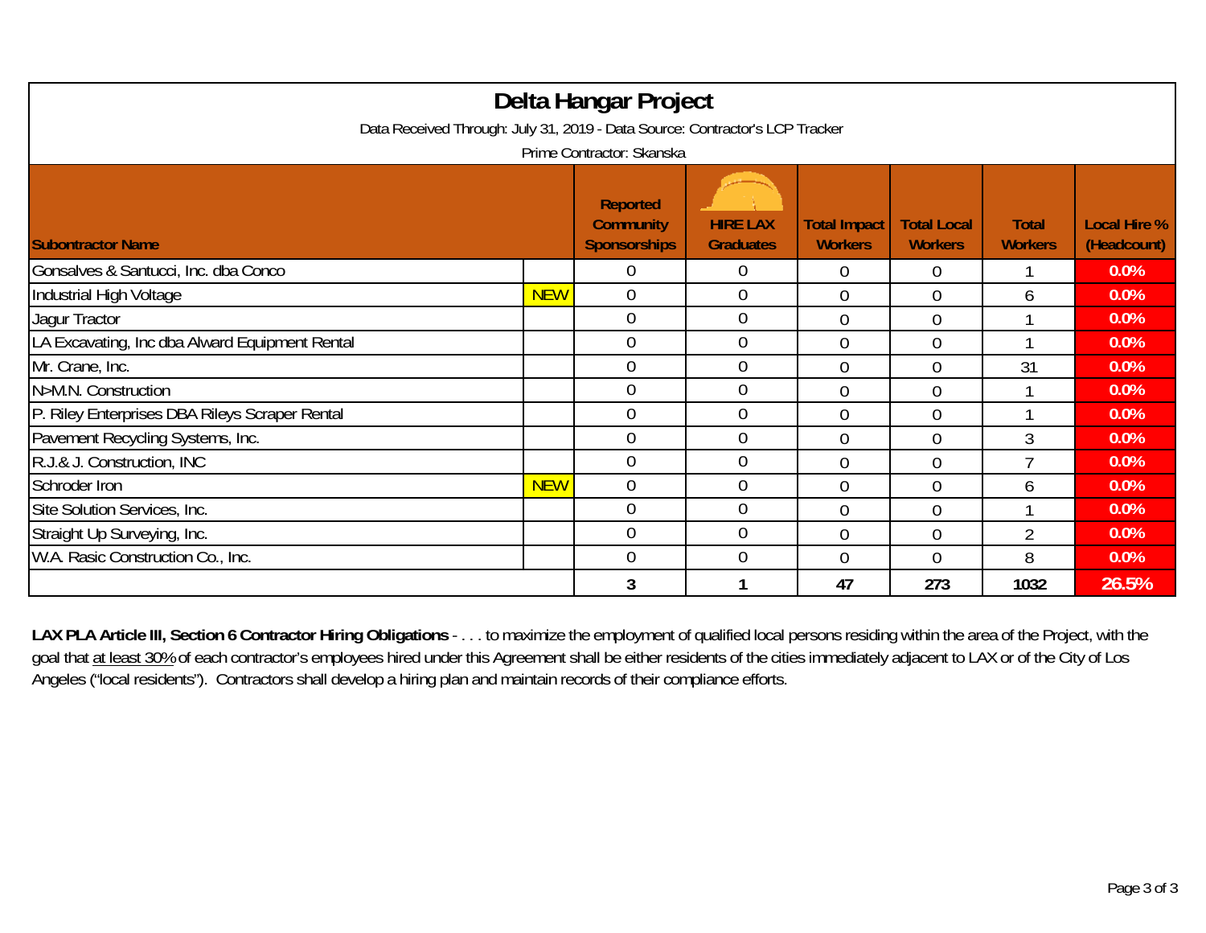# Delta Hangar Project

Data Received Through: July 31, 2019 - Data Source: Contractor's LCP Tracker

Prime Contractor: Skanska

| Subcontractor Name | | Reported Community Sponsorships | HIRE LAX Graduates | Total Impact Workers | Total Local Workers | Total Workers | Local Hire % (Headcount) |
|---|---|---|---|---|---|---|---|
| Gonsalves & Santucci, Inc. dba Conco | | 0 | 0 | 0 | 0 | 1 | 0.0% |
| Industrial High Voltage | NEW | 0 | 0 | 0 | 0 | 6 | 0.0% |
| Jagur Tractor | | 0 | 0 | 0 | 0 | 1 | 0.0% |
| LA Excavating, Inc dba Alward Equipment Rental | | 0 | 0 | 0 | 0 | 1 | 0.0% |
| Mr. Crane, Inc. | | 0 | 0 | 0 | 0 | 31 | 0.0% |
| N>M.N. Construction | | 0 | 0 | 0 | 0 | 1 | 0.0% |
| P. Riley Enterprises DBA Rileys Scraper Rental | | 0 | 0 | 0 | 0 | 1 | 0.0% |
| Pavement Recycling Systems, Inc. | | 0 | 0 | 0 | 0 | 3 | 0.0% |
| R.J.& J. Construction, INC | | 0 | 0 | 0 | 0 | 7 | 0.0% |
| Schroder Iron | NEW | 0 | 0 | 0 | 0 | 6 | 0.0% |
| Site Solution Services, Inc. | | 0 | 0 | 0 | 0 | 1 | 0.0% |
| Straight Up Surveying, Inc. | | 0 | 0 | 0 | 0 | 2 | 0.0% |
| W.A. Rasic Construction Co., Inc. | | 0 | 0 | 0 | 0 | 8 | 0.0% |
| | | **3** | **1** | **47** | **273** | **1032** | **26.5%** |

**LAX PLA Article III, Section 6 Contractor Hiring Obligations** - . . . to maximize the employment of qualified local persons residing within the area of the Project, with the goal that at least 30% of each contractor's employees hired under this Agreement shall be either residents of the cities immediately adjacent to LAX or of the City of Los Angeles ("local residents"). Contractors shall develop a hiring plan and maintain records of their compliance efforts.